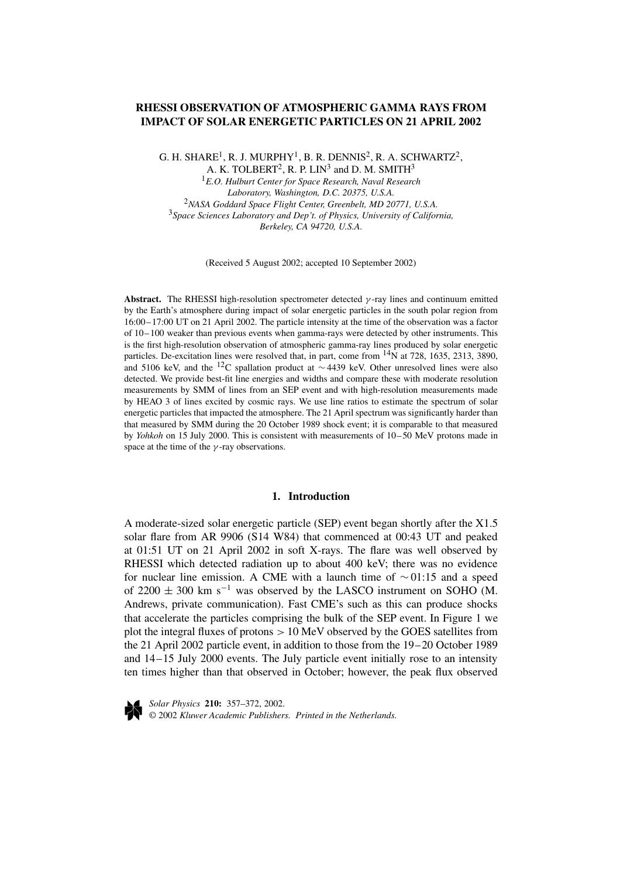# RHESSI OBSERVATION OF ATMOSPHERIC GAMMA RAYS FROM IMPACT OF SOLAR ENERGETIC PARTICLES ON 21 APRIL 2002

G. H. SHARE[1], R. J. MURPHY[1], B. R. DENNIS[2], R. A. SCHWARTZ[2], A. K. TOLBERT[2], R. P. LIN[3] and D. M. SMITH[3]

[1]*E.O. Hulburt Center for Space Research, Naval Research Laboratory, Washington, D.C. 20375, U.S.A.*

[2]*NASA Goddard Space Flight Center, Greenbelt, MD 20771, U.S.A.*

[3]*Space Sciences Laboratory and Dep't. of Physics, University of California, Berkeley, CA 94720, U.S.A.*

(Received 5 August 2002; accepted 10 September 2002)

**Abstract.** The RHESSI high-resolution spectrometer detected $\gamma$-ray lines and continuum emitted by the Earth's atmosphere during impact of solar energetic particles in the south polar region from 16:00–17:00 UT on 21 April 2002. The particle intensity at the time of the observation was a factor of 10–100 weaker than previous events when gamma-rays were detected by other instruments. This is the first high-resolution observation of atmospheric gamma-ray lines produced by solar energetic particles. De-excitation lines were resolved that, in part, come from $^{14}$N at 728, 1635, 2313, 3890, and 5106 keV, and the $^{12}$C spallation product at $\sim$4439 keV. Other unresolved lines were also detected. We provide best-fit line energies and widths and compare these with moderate resolution measurements by SMM of lines from an SEP event and with high-resolution measurements made by HEAO 3 of lines excited by cosmic rays. We use line ratios to estimate the spectrum of solar energetic particles that impacted the atmosphere. The 21 April spectrum was significantly harder than that measured by SMM during the 20 October 1989 shock event; it is comparable to that measured by *Yohkoh* on 15 July 2000. This is consistent with measurements of 10–50 MeV protons made in space at the time of the $\gamma$-ray observations.

## 1. Introduction

A moderate-sized solar energetic particle (SEP) event began shortly after the X1.5 solar flare from AR 9906 (S14 W84) that commenced at 00:43 UT and peaked at 01:51 UT on 21 April 2002 in soft X-rays. The flare was well observed by RHESSI which detected radiation up to about 400 keV; there was no evidence for nuclear line emission. A CME with a launch time of $\sim$01:15 and a speed of $2200 \pm 300$ km s$^{-1}$ was observed by the LASCO instrument on SOHO (M. Andrews, private communication). Fast CME's such as this can produce shocks that accelerate the particles comprising the bulk of the SEP event. In Figure 1 we plot the integral fluxes of protons $> 10$ MeV observed by the GOES satellites from the 21 April 2002 particle event, in addition to those from the 19–20 October 1989 and 14–15 July 2000 events. The July particle event initially rose to an intensity ten times higher than that observed in October; however, the peak flux observed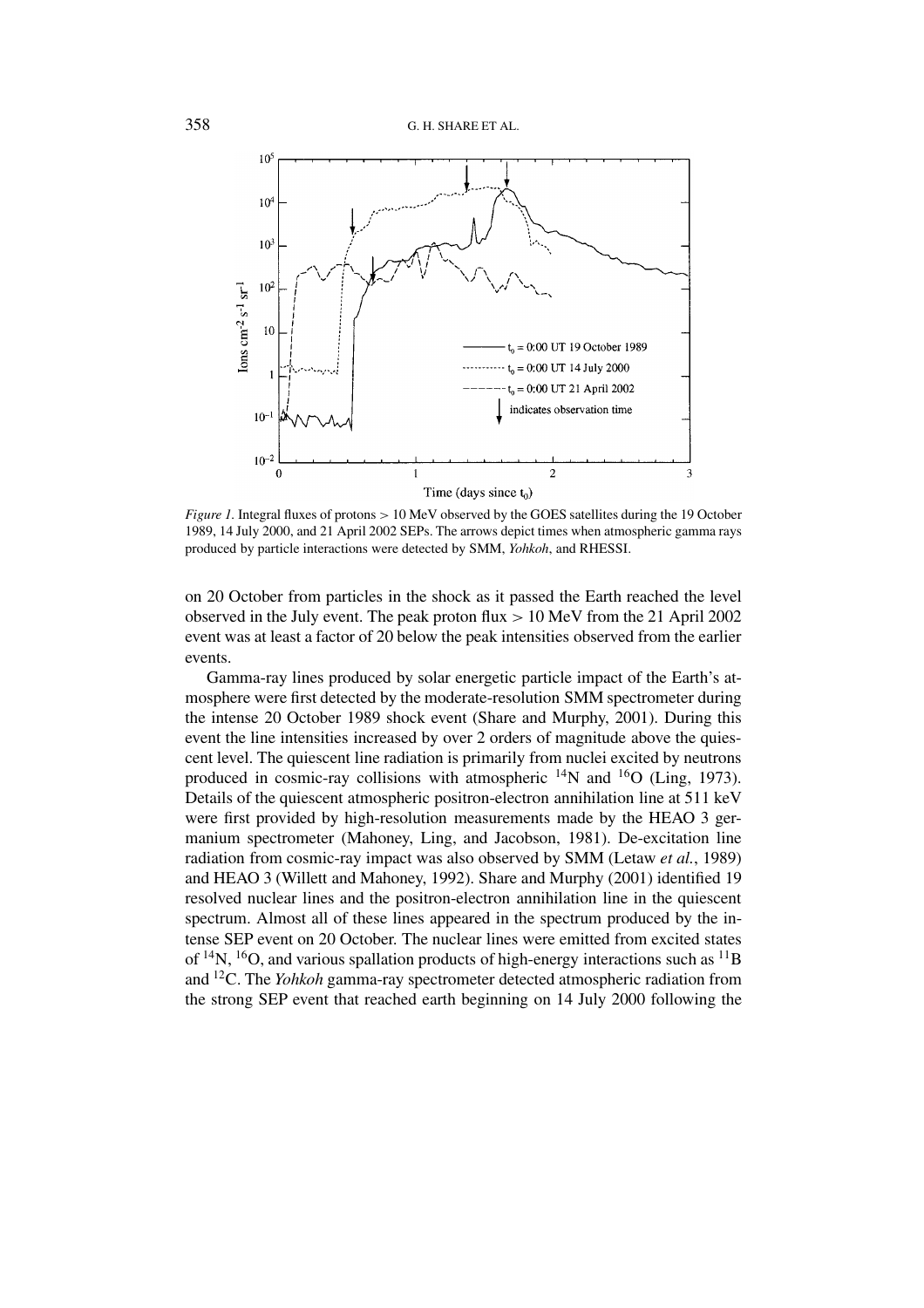*Figure 1.* Integral fluxes of protons $> 10$ MeV observed by the GOES satellites during the 19 October 1989, 14 July 2000, and 21 April 2002 SEPs. The arrows depict times when atmospheric gamma rays produced by particle interactions were detected by SMM, *Yohkoh*, and RHESSI.

on 20 October from particles in the shock as it passed the Earth reached the level observed in the July event. The peak proton flux $> 10$ MeV from the 21 April 2002 event was at least a factor of 20 below the peak intensities observed from the earlier events.

Gamma-ray lines produced by solar energetic particle impact of the Earth's atmosphere were first detected by the moderate-resolution SMM spectrometer during the intense 20 October 1989 shock event (Share and Murphy, 2001). During this event the line intensities increased by over 2 orders of magnitude above the quiescent level. The quiescent line radiation is primarily from nuclei excited by neutrons produced in cosmic-ray collisions with atmospheric $^{14}N$ and $^{16}O$ (Ling, 1973). Details of the quiescent atmospheric positron-electron annihilation line at 511 keV were first provided by high-resolution measurements made by the HEAO 3 germanium spectrometer (Mahoney, Ling, and Jacobson, 1981). De-excitation line radiation from cosmic-ray impact was also observed by SMM (Letaw *et al.*, 1989) and HEAO 3 (Willett and Mahoney, 1992). Share and Murphy (2001) identified 19 resolved nuclear lines and the positron-electron annihilation line in the quiescent spectrum. Almost all of these lines appeared in the spectrum produced by the intense SEP event on 20 October. The nuclear lines were emitted from excited states of $^{14}N$, $^{16}O$, and various spallation products of high-energy interactions such as $^{11}B$ and $^{12}C$. The *Yohkoh* gamma-ray spectrometer detected atmospheric radiation from the strong SEP event that reached earth beginning on 14 July 2000 following the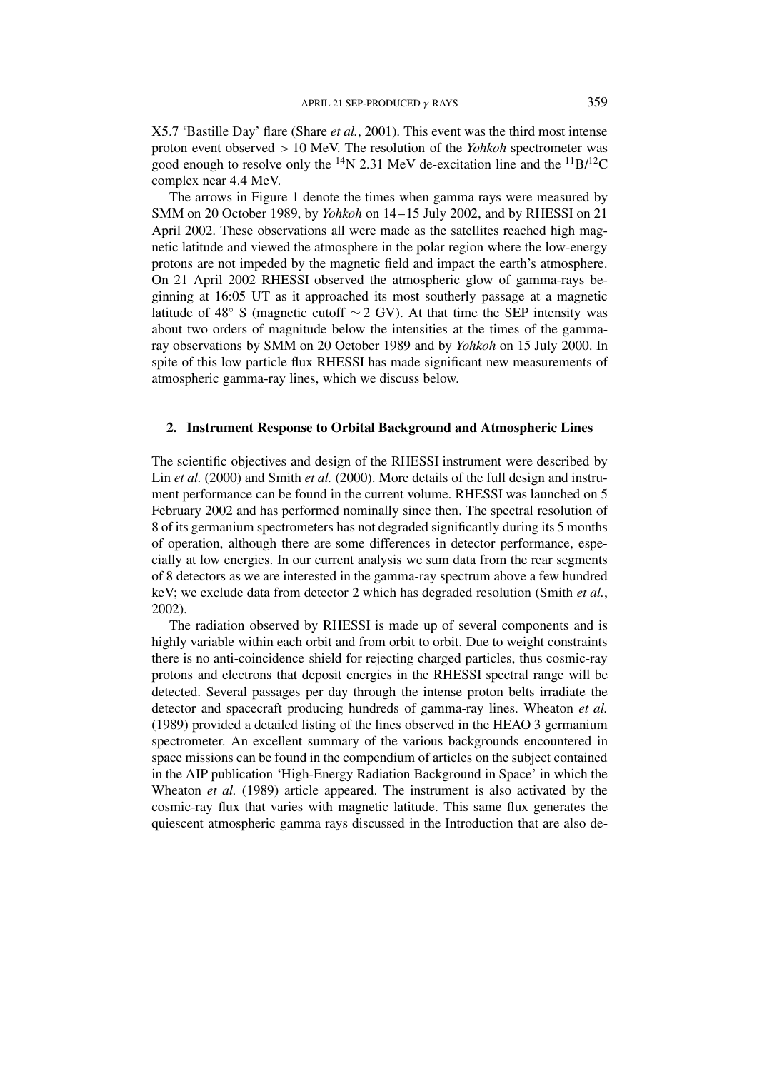X5.7 'Bastille Day' flare (Share *et al.*, 2001). This event was the third most intense proton event observed > 10 MeV. The resolution of the *Yohkoh* spectrometer was good enough to resolve only the $^{14}$N 2.31 MeV de-excitation line and the $^{11}$B/$^{12}$C complex near 4.4 MeV.

The arrows in Figure 1 denote the times when gamma rays were measured by SMM on 20 October 1989, by *Yohkoh* on 14–15 July 2002, and by RHESSI on 21 April 2002. These observations all were made as the satellites reached high magnetic latitude and viewed the atmosphere in the polar region where the low-energy protons are not impeded by the magnetic field and impact the earth's atmosphere. On 21 April 2002 RHESSI observed the atmospheric glow of gamma-rays beginning at 16:05 UT as it approached its most southerly passage at a magnetic latitude of 48° S (magnetic cutoff $\sim 2$ GV). At that time the SEP intensity was about two orders of magnitude below the intensities at the times of the gamma-ray observations by SMM on 20 October 1989 and by *Yohkoh* on 15 July 2000. In spite of this low particle flux RHESSI has made significant new measurements of atmospheric gamma-ray lines, which we discuss below.

## 2. Instrument Response to Orbital Background and Atmospheric Lines

The scientific objectives and design of the RHESSI instrument were described by Lin *et al.* (2000) and Smith *et al.* (2000). More details of the full design and instrument performance can be found in the current volume. RHESSI was launched on 5 February 2002 and has performed nominally since then. The spectral resolution of 8 of its germanium spectrometers has not degraded significantly during its 5 months of operation, although there are some differences in detector performance, especially at low energies. In our current analysis we sum data from the rear segments of 8 detectors as we are interested in the gamma-ray spectrum above a few hundred keV; we exclude data from detector 2 which has degraded resolution (Smith *et al.*, 2002).

The radiation observed by RHESSI is made up of several components and is highly variable within each orbit and from orbit to orbit. Due to weight constraints there is no anti-coincidence shield for rejecting charged particles, thus cosmic-ray protons and electrons that deposit energies in the RHESSI spectral range will be detected. Several passages per day through the intense proton belts irradiate the detector and spacecraft producing hundreds of gamma-ray lines. Wheaton *et al.* (1989) provided a detailed listing of the lines observed in the HEAO 3 germanium spectrometer. An excellent summary of the various backgrounds encountered in space missions can be found in the compendium of articles on the subject contained in the AIP publication 'High-Energy Radiation Background in Space' in which the Wheaton *et al.* (1989) article appeared. The instrument is also activated by the cosmic-ray flux that varies with magnetic latitude. This same flux generates the quiescent atmospheric gamma rays discussed in the Introduction that are also de-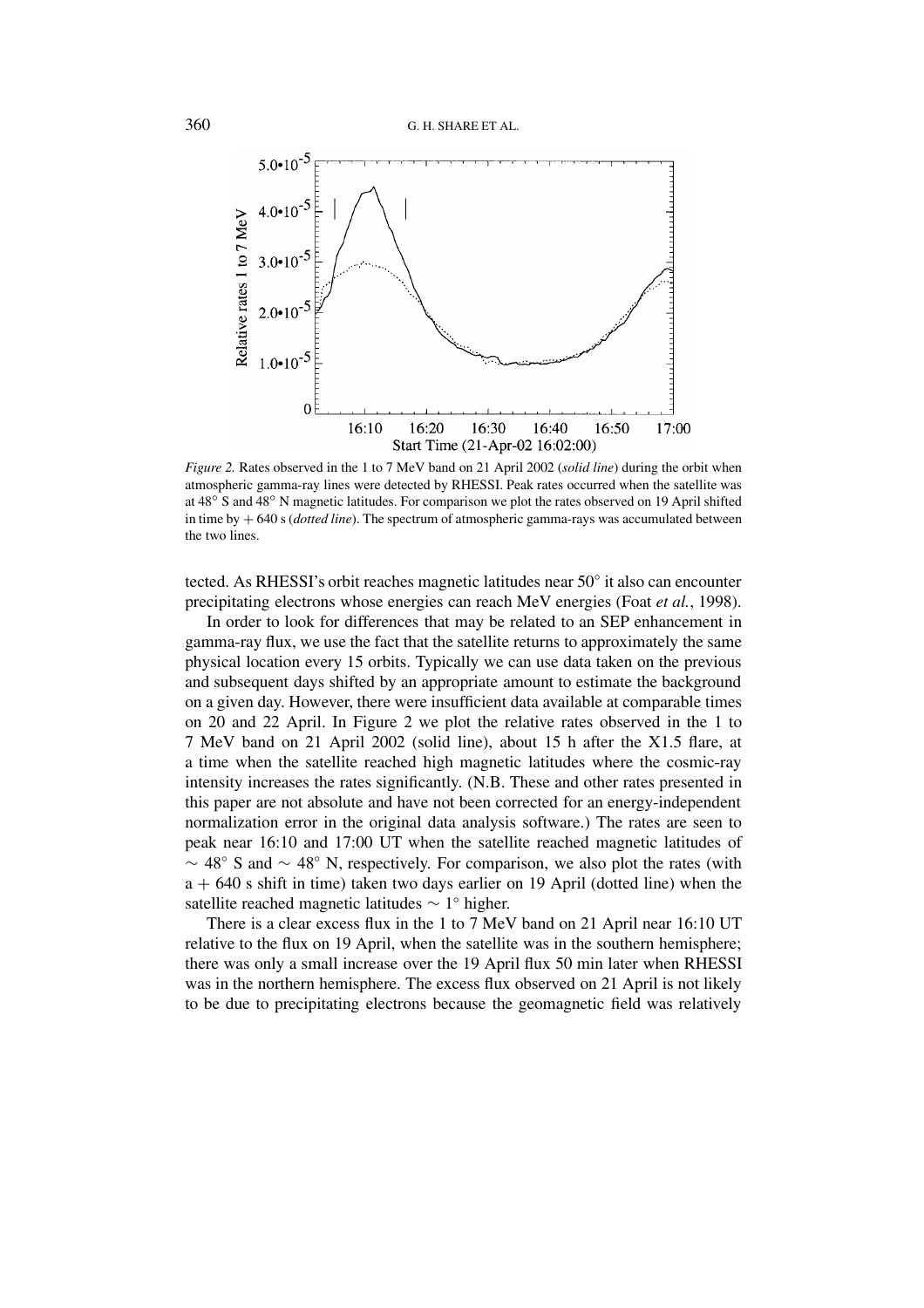*Figure 2.* Rates observed in the 1 to 7 MeV band on 21 April 2002 (*solid line*) during the orbit when atmospheric gamma-ray lines were detected by RHESSI. Peak rates occurred when the satellite was at 48° S and 48° N magnetic latitudes. For comparison we plot the rates observed on 19 April shifted in time by + 640 s (*dotted line*). The spectrum of atmospheric gamma-rays was accumulated between the two lines.

tected. As RHESSI's orbit reaches magnetic latitudes near 50° it also can encounter precipitating electrons whose energies can reach MeV energies (Foat *et al.*, 1998).

In order to look for differences that may be related to an SEP enhancement in gamma-ray flux, we use the fact that the satellite returns to approximately the same physical location every 15 orbits. Typically we can use data taken on the previous and subsequent days shifted by an appropriate amount to estimate the background on a given day. However, there were insufficient data available at comparable times on 20 and 22 April. In Figure 2 we plot the relative rates observed in the 1 to 7 MeV band on 21 April 2002 (solid line), about 15 h after the X1.5 flare, at a time when the satellite reached high magnetic latitudes where the cosmic-ray intensity increases the rates significantly. (N.B. These and other rates presented in this paper are not absolute and have not been corrected for an energy-independent normalization error in the original data analysis software.) The rates are seen to peak near 16:10 and 17:00 UT when the satellite reached magnetic latitudes of $\sim$ 48° S and $\sim$ 48° N, respectively. For comparison, we also plot the rates (with a + 640 s shift in time) taken two days earlier on 19 April (dotted line) when the satellite reached magnetic latitudes $\sim$ 1° higher.

There is a clear excess flux in the 1 to 7 MeV band on 21 April near 16:10 UT relative to the flux on 19 April, when the satellite was in the southern hemisphere; there was only a small increase over the 19 April flux 50 min later when RHESSI was in the northern hemisphere. The excess flux observed on 21 April is not likely to be due to precipitating electrons because the geomagnetic field was relatively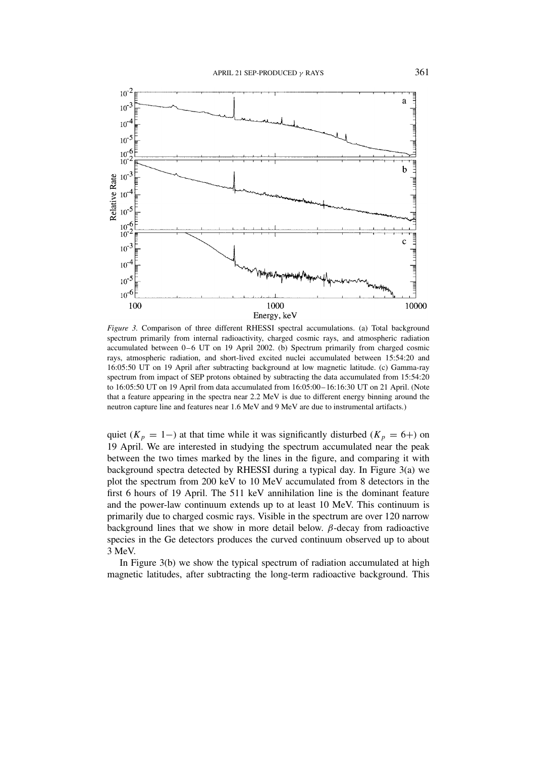*Figure 3.* Comparison of three different RHESSI spectral accumulations. (a) Total background spectrum primarily from internal radioactivity, charged cosmic rays, and atmospheric radiation accumulated between 0–6 UT on 19 April 2002. (b) Spectrum primarily from charged cosmic rays, atmospheric radiation, and short-lived excited nuclei accumulated between 15:54:20 and 16:05:50 UT on 19 April after subtracting background at low magnetic latitude. (c) Gamma-ray spectrum from impact of SEP protons obtained by subtracting the data accumulated from 15:54:20 to 16:05:50 UT on 19 April from data accumulated from 16:05:00–16:16:30 UT on 21 April. (Note that a feature appearing in the spectra near 2.2 MeV is due to different energy binning around the neutron capture line and features near 1.6 MeV and 9 MeV are due to instrumental artifacts.)

quiet ($K_p = 1-$) at that time while it was significantly disturbed ($K_p = 6+$) on 19 April. We are interested in studying the spectrum accumulated near the peak between the two times marked by the lines in the figure, and comparing it with background spectra detected by RHESSI during a typical day. In Figure 3(a) we plot the spectrum from 200 keV to 10 MeV accumulated from 8 detectors in the first 6 hours of 19 April. The 511 keV annihilation line is the dominant feature and the power-law continuum extends up to at least 10 MeV. This continuum is primarily due to charged cosmic rays. Visible in the spectrum are over 120 narrow background lines that we show in more detail below. $\beta$-decay from radioactive species in the Ge detectors produces the curved continuum observed up to about 3 MeV.

In Figure 3(b) we show the typical spectrum of radiation accumulated at high magnetic latitudes, after subtracting the long-term radioactive background. This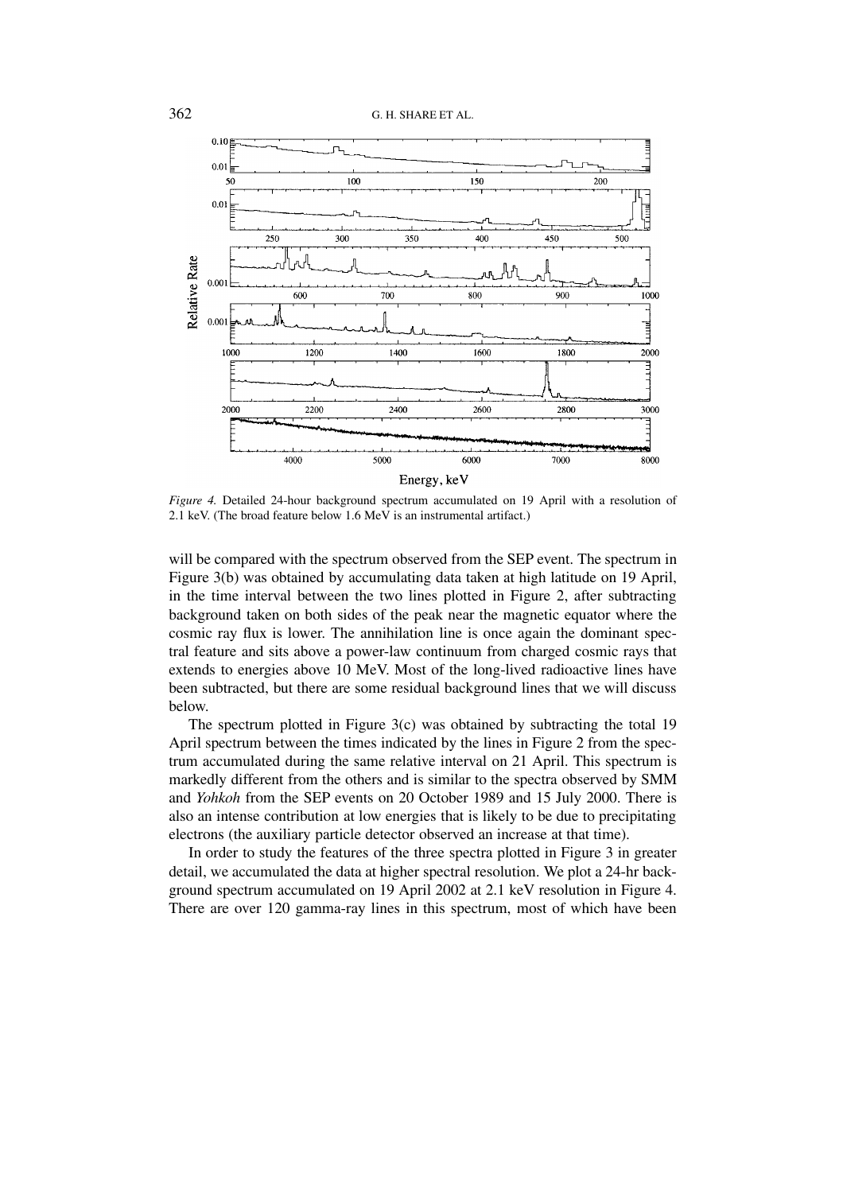*Figure 4.* Detailed 24-hour background spectrum accumulated on 19 April with a resolution of 2.1 keV. (The broad feature below 1.6 MeV is an instrumental artifact.)

will be compared with the spectrum observed from the SEP event. The spectrum in Figure 3(b) was obtained by accumulating data taken at high latitude on 19 April, in the time interval between the two lines plotted in Figure 2, after subtracting background taken on both sides of the peak near the magnetic equator where the cosmic ray flux is lower. The annihilation line is once again the dominant spectral feature and sits above a power-law continuum from charged cosmic rays that extends to energies above 10 MeV. Most of the long-lived radioactive lines have been subtracted, but there are some residual background lines that we will discuss below.

The spectrum plotted in Figure 3(c) was obtained by subtracting the total 19 April spectrum between the times indicated by the lines in Figure 2 from the spectrum accumulated during the same relative interval on 21 April. This spectrum is markedly different from the others and is similar to the spectra observed by SMM and *Yohkoh* from the SEP events on 20 October 1989 and 15 July 2000. There is also an intense contribution at low energies that is likely to be due to precipitating electrons (the auxiliary particle detector observed an increase at that time).

In order to study the features of the three spectra plotted in Figure 3 in greater detail, we accumulated the data at higher spectral resolution. We plot a 24-hr background spectrum accumulated on 19 April 2002 at 2.1 keV resolution in Figure 4. There are over 120 gamma-ray lines in this spectrum, most of which have been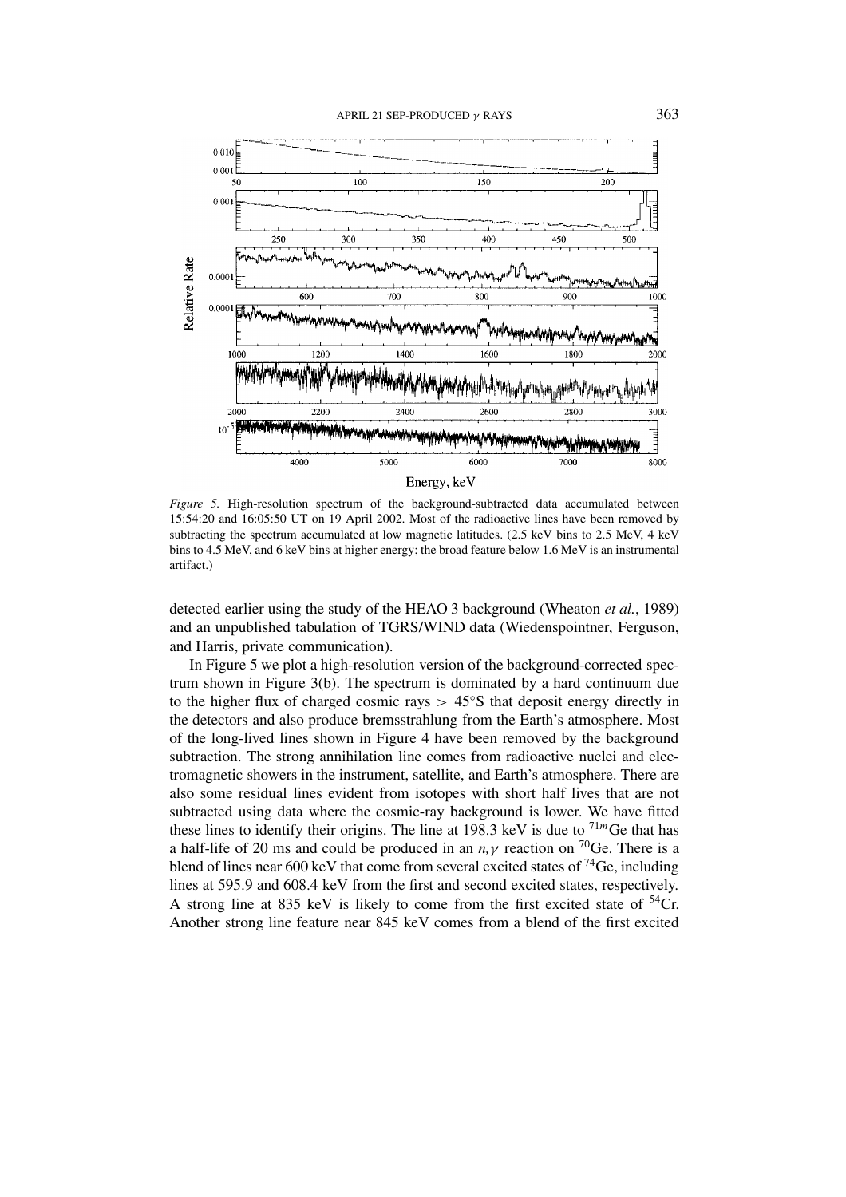*Figure 5.* High-resolution spectrum of the background-subtracted data accumulated between 15:54:20 and 16:05:50 UT on 19 April 2002. Most of the radioactive lines have been removed by subtracting the spectrum accumulated at low magnetic latitudes. (2.5 keV bins to 2.5 MeV, 4 keV bins to 4.5 MeV, and 6 keV bins at higher energy; the broad feature below 1.6 MeV is an instrumental artifact.)

detected earlier using the study of the HEAO 3 background (Wheaton *et al.*, 1989) and an unpublished tabulation of TGRS/WIND data (Wiedenspointner, Ferguson, and Harris, private communication).

In Figure 5 we plot a high-resolution version of the background-corrected spectrum shown in Figure 3(b). The spectrum is dominated by a hard continuum due to the higher flux of charged cosmic rays $> 45°$S that deposit energy directly in the detectors and also produce bremsstrahlung from the Earth's atmosphere. Most of the long-lived lines shown in Figure 4 have been removed by the background subtraction. The strong annihilation line comes from radioactive nuclei and electromagnetic showers in the instrument, satellite, and Earth's atmosphere. There are also some residual lines evident from isotopes with short half lives that are not subtracted using data where the cosmic-ray background is lower. We have fitted these lines to identify their origins. The line at 198.3 keV is due to $^{71m}$Ge that has a half-life of 20 ms and could be produced in an $n,\gamma$ reaction on $^{70}$Ge. There is a blend of lines near 600 keV that come from several excited states of $^{74}$Ge, including lines at 595.9 and 608.4 keV from the first and second excited states, respectively. A strong line at 835 keV is likely to come from the first excited state of $^{54}$Cr. Another strong line feature near 845 keV comes from a blend of the first excited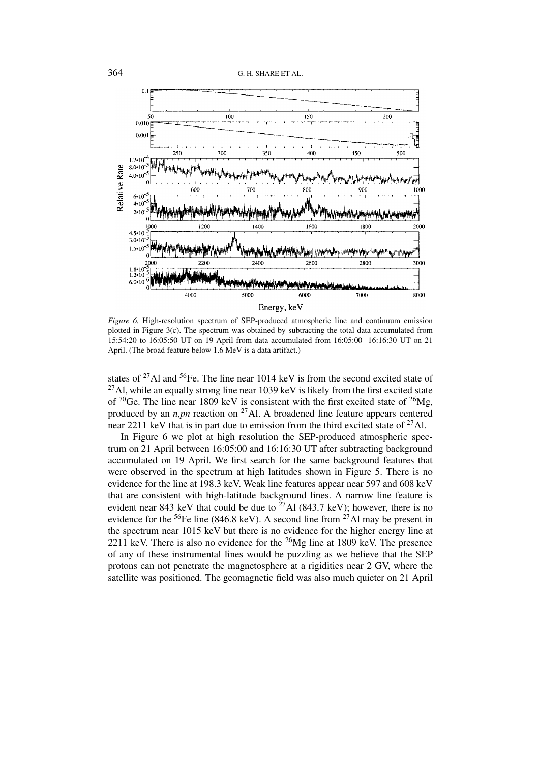*Figure 6.* High-resolution spectrum of SEP-produced atmospheric line and continuum emission plotted in Figure 3(c). The spectrum was obtained by subtracting the total data accumulated from 15:54:20 to 16:05:50 UT on 19 April from data accumulated from 16:05:00–16:16:30 UT on 21 April. (The broad feature below 1.6 MeV is a data artifact.)

states of $^{27}$Al and $^{56}$Fe. The line near 1014 keV is from the second excited state of $^{27}$Al, while an equally strong line near 1039 keV is likely from the first excited state of $^{70}$Ge. The line near 1809 keV is consistent with the first excited state of $^{26}$Mg, produced by an *n,pn* reaction on $^{27}$Al. A broadened line feature appears centered near 2211 keV that is in part due to emission from the third excited state of $^{27}$Al.

In Figure 6 we plot at high resolution the SEP-produced atmospheric spectrum on 21 April between 16:05:00 and 16:16:30 UT after subtracting background accumulated on 19 April. We first search for the same background features that were observed in the spectrum at high latitudes shown in Figure 5. There is no evidence for the line at 198.3 keV. Weak line features appear near 597 and 608 keV that are consistent with high-latitude background lines. A narrow line feature is evident near 843 keV that could be due to $^{27}$Al (843.7 keV); however, there is no evidence for the $^{56}$Fe line (846.8 keV). A second line from $^{27}$Al may be present in the spectrum near 1015 keV but there is no evidence for the higher energy line at 2211 keV. There is also no evidence for the $^{26}$Mg line at 1809 keV. The presence of any of these instrumental lines would be puzzling as we believe that the SEP protons can not penetrate the magnetosphere at a rigidities near 2 GV, where the satellite was positioned. The geomagnetic field was also much quieter on 21 April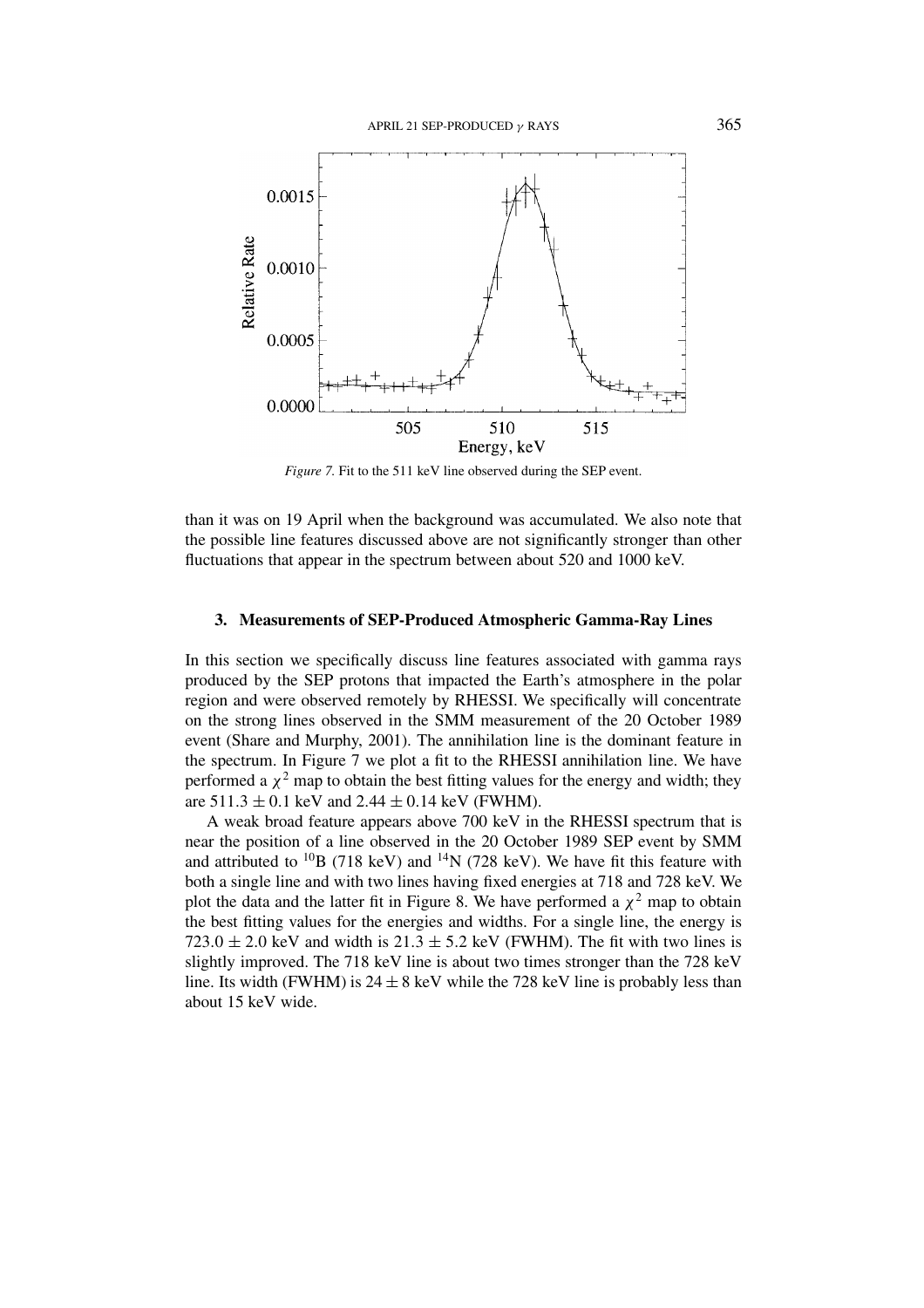*Figure 7.* Fit to the 511 keV line observed during the SEP event.

than it was on 19 April when the background was accumulated. We also note that the possible line features discussed above are not significantly stronger than other fluctuations that appear in the spectrum between about 520 and 1000 keV.

## 3. Measurements of SEP-Produced Atmospheric Gamma-Ray Lines

In this section we specifically discuss line features associated with gamma rays produced by the SEP protons that impacted the Earth's atmosphere in the polar region and were observed remotely by RHESSI. We specifically will concentrate on the strong lines observed in the SMM measurement of the 20 October 1989 event (Share and Murphy, 2001). The annihilation line is the dominant feature in the spectrum. In Figure 7 we plot a fit to the RHESSI annihilation line. We have performed a $\chi^2$ map to obtain the best fitting values for the energy and width; they are $511.3 \pm 0.1$ keV and $2.44 \pm 0.14$ keV (FWHM).

A weak broad feature appears above 700 keV in the RHESSI spectrum that is near the position of a line observed in the 20 October 1989 SEP event by SMM and attributed to $^{10}$B (718 keV) and $^{14}$N (728 keV). We have fit this feature with both a single line and with two lines having fixed energies at 718 and 728 keV. We plot the data and the latter fit in Figure 8. We have performed a $\chi^2$ map to obtain the best fitting values for the energies and widths. For a single line, the energy is $723.0 \pm 2.0$ keV and width is $21.3 \pm 5.2$ keV (FWHM). The fit with two lines is slightly improved. The 718 keV line is about two times stronger than the 728 keV line. Its width (FWHM) is $24 \pm 8$ keV while the 728 keV line is probably less than about 15 keV wide.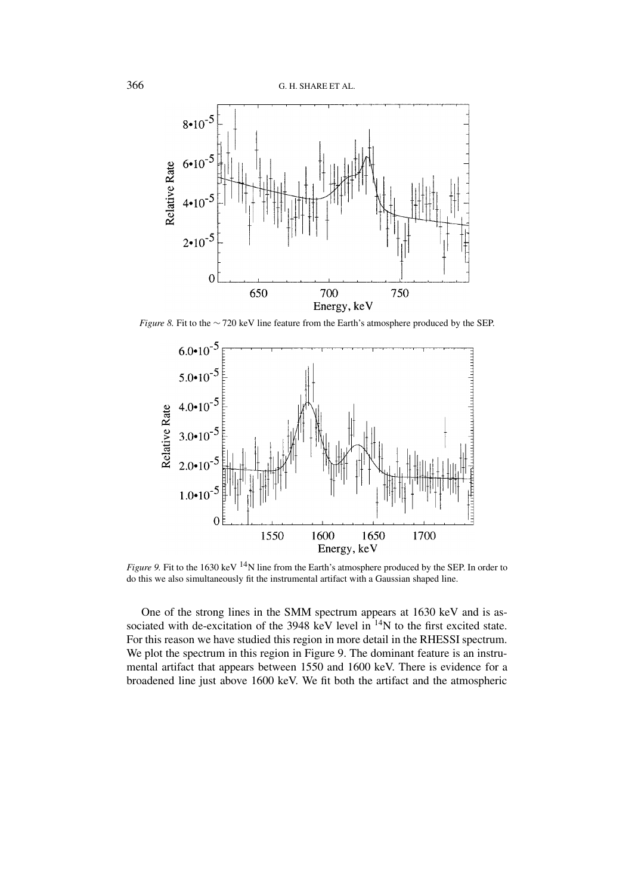*Figure 8.* Fit to the ~ 720 keV line feature from the Earth's atmosphere produced by the SEP.

*Figure 9.* Fit to the 1630 keV $^{14}$N line from the Earth's atmosphere produced by the SEP. In order to do this we also simultaneously fit the instrumental artifact with a Gaussian shaped line.

One of the strong lines in the SMM spectrum appears at 1630 keV and is associated with de-excitation of the 3948 keV level in $^{14}$N to the first excited state. For this reason we have studied this region in more detail in the RHESSI spectrum. We plot the spectrum in this region in Figure 9. The dominant feature is an instrumental artifact that appears between 1550 and 1600 keV. There is evidence for a broadened line just above 1600 keV. We fit both the artifact and the atmospheric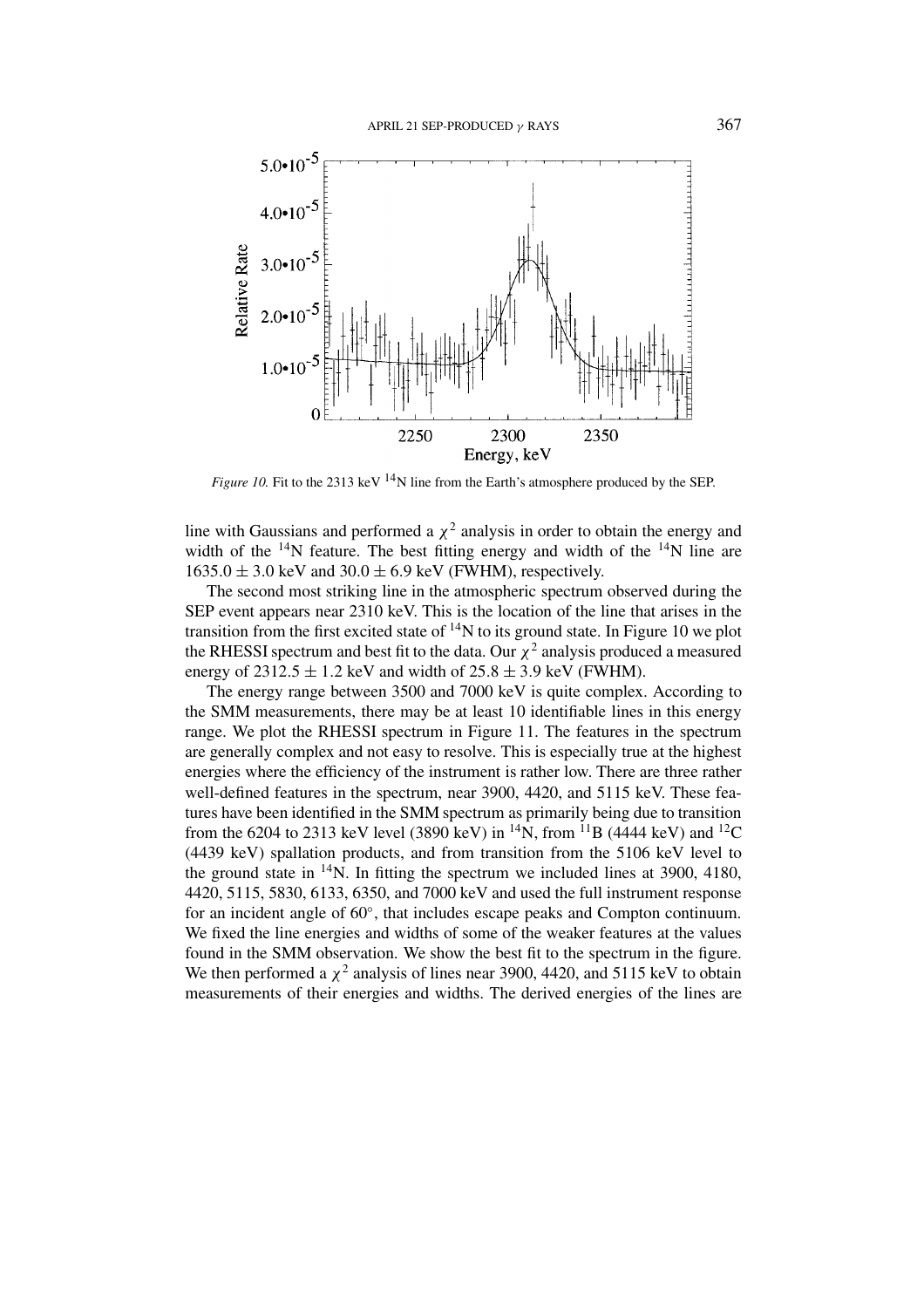*Figure 10.* Fit to the 2313 keV $^{14}$N line from the Earth's atmosphere produced by the SEP.

line with Gaussians and performed a $\chi^2$ analysis in order to obtain the energy and width of the $^{14}$N feature. The best fitting energy and width of the $^{14}$N line are $1635.0 \pm 3.0$ keV and $30.0 \pm 6.9$ keV (FWHM), respectively.

The second most striking line in the atmospheric spectrum observed during the SEP event appears near 2310 keV. This is the location of the line that arises in the transition from the first excited state of $^{14}$N to its ground state. In Figure 10 we plot the RHESSI spectrum and best fit to the data. Our $\chi^2$ analysis produced a measured energy of $2312.5 \pm 1.2$ keV and width of $25.8 \pm 3.9$ keV (FWHM).

The energy range between 3500 and 7000 keV is quite complex. According to the SMM measurements, there may be at least 10 identifiable lines in this energy range. We plot the RHESSI spectrum in Figure 11. The features in the spectrum are generally complex and not easy to resolve. This is especially true at the highest energies where the efficiency of the instrument is rather low. There are three rather well-defined features in the spectrum, near 3900, 4420, and 5115 keV. These features have been identified in the SMM spectrum as primarily being due to transition from the 6204 to 2313 keV level (3890 keV) in $^{14}$N, from $^{11}$B (4444 keV) and $^{12}$C (4439 keV) spallation products, and from transition from the 5106 keV level to the ground state in $^{14}$N. In fitting the spectrum we included lines at 3900, 4180, 4420, 5115, 5830, 6133, 6350, and 7000 keV and used the full instrument response for an incident angle of 60°, that includes escape peaks and Compton continuum. We fixed the line energies and widths of some of the weaker features at the values found in the SMM observation. We show the best fit to the spectrum in the figure. We then performed a $\chi^2$ analysis of lines near 3900, 4420, and 5115 keV to obtain measurements of their energies and widths. The derived energies of the lines are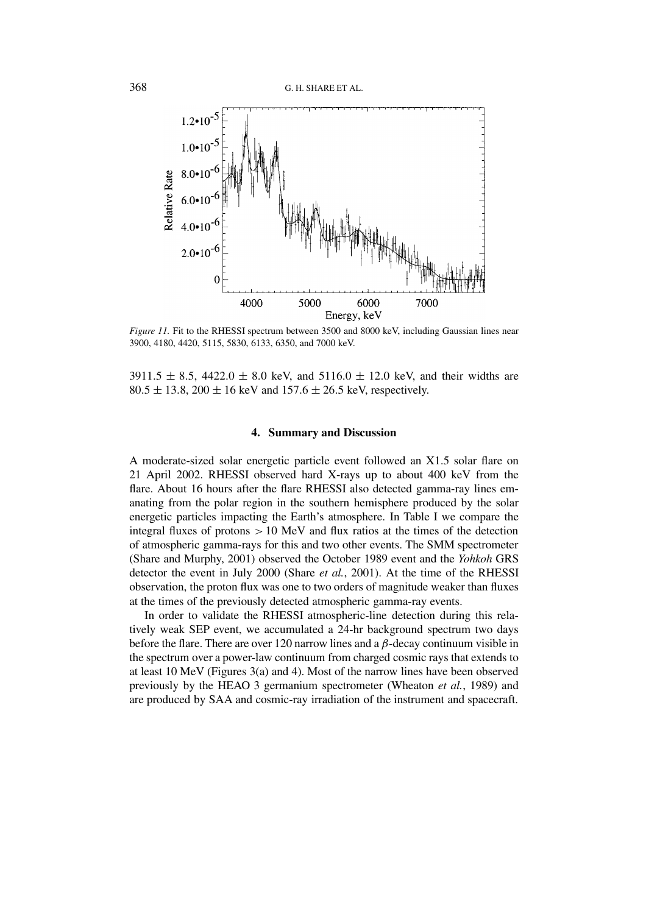*Figure 11.* Fit to the RHESSI spectrum between 3500 and 8000 keV, including Gaussian lines near 3900, 4180, 4420, 5115, 5830, 6133, 6350, and 7000 keV.

3911.5 ± 8.5, 4422.0 ± 8.0 keV, and 5116.0 ± 12.0 keV, and their widths are 80.5 ± 13.8, 200 ± 16 keV and 157.6 ± 26.5 keV, respectively.

## 4. Summary and Discussion

A moderate-sized solar energetic particle event followed an X1.5 solar flare on 21 April 2002. RHESSI observed hard X-rays up to about 400 keV from the flare. About 16 hours after the flare RHESSI also detected gamma-ray lines emanating from the polar region in the southern hemisphere produced by the solar energetic particles impacting the Earth's atmosphere. In Table I we compare the integral fluxes of protons $> 10$ MeV and flux ratios at the times of the detection of atmospheric gamma-rays for this and two other events. The SMM spectrometer (Share and Murphy, 2001) observed the October 1989 event and the *Yohkoh* GRS detector the event in July 2000 (Share *et al.*, 2001). At the time of the RHESSI observation, the proton flux was one to two orders of magnitude weaker than fluxes at the times of the previously detected atmospheric gamma-ray events.

In order to validate the RHESSI atmospheric-line detection during this relatively weak SEP event, we accumulated a 24-hr background spectrum two days before the flare. There are over 120 narrow lines and a $\beta$-decay continuum visible in the spectrum over a power-law continuum from charged cosmic rays that extends to at least 10 MeV (Figures 3(a) and 4). Most of the narrow lines have been observed previously by the HEAO 3 germanium spectrometer (Wheaton *et al.*, 1989) and are produced by SAA and cosmic-ray irradiation of the instrument and spacecraft.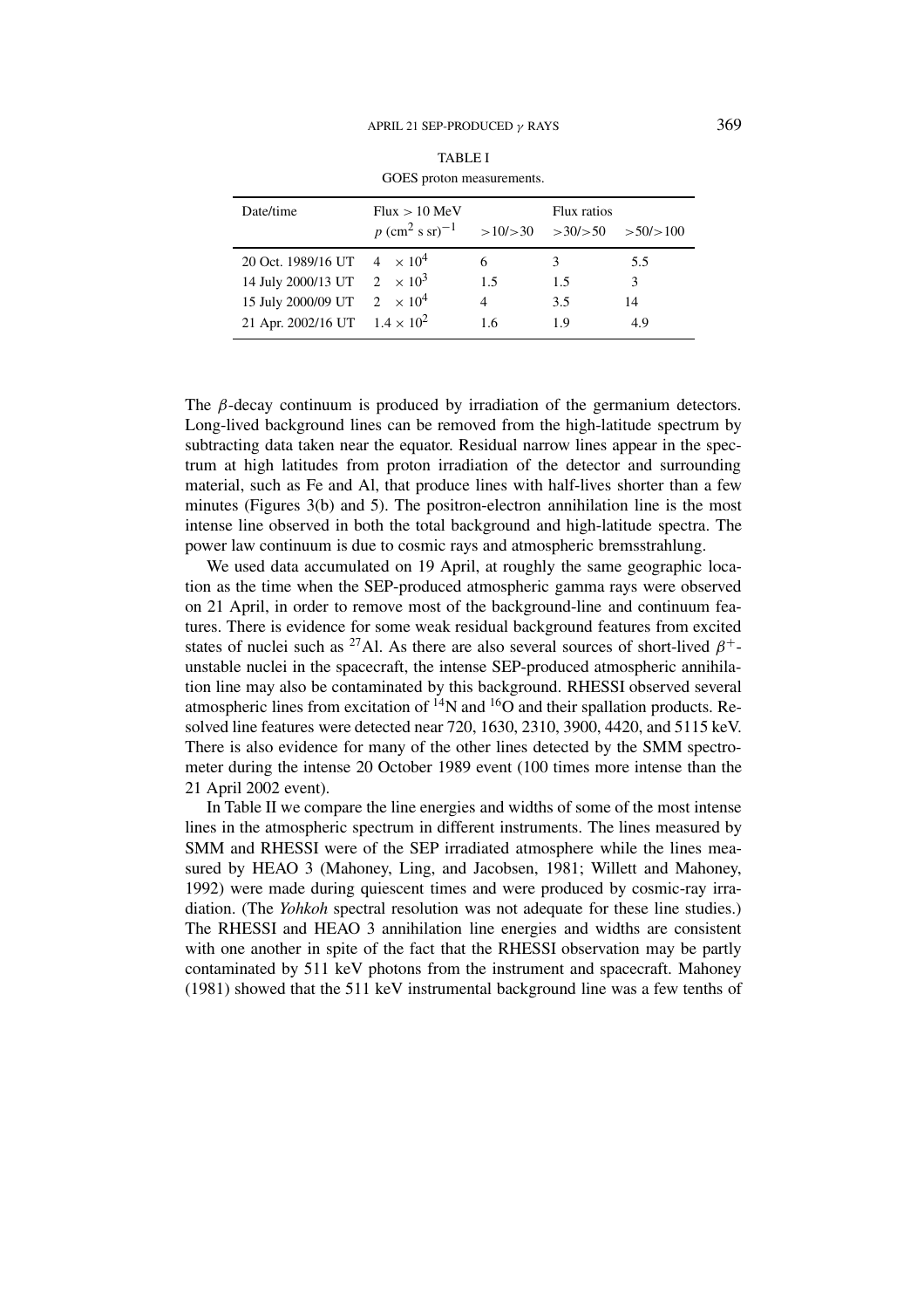TABLE I

GOES proton measurements.

| Date/time | Flux > 10 MeV $p$ (cm$^2$ s sr)$^{-1}$ | >10/>30 | Flux ratios >30/>50 | >50/>100 |
|---|---|---|---|---|
| 20 Oct. 1989/16 UT | $4 \times 10^4$ | 6 | 3 | 5.5 |
| 14 July 2000/13 UT | $2 \times 10^3$ | 1.5 | 1.5 | 3 |
| 15 July 2000/09 UT | $2 \times 10^4$ | 4 | 3.5 | 14 |
| 21 Apr. 2002/16 UT | $1.4 \times 10^2$ | 1.6 | 1.9 | 4.9 |

The $\beta$-decay continuum is produced by irradiation of the germanium detectors. Long-lived background lines can be removed from the high-latitude spectrum by subtracting data taken near the equator. Residual narrow lines appear in the spectrum at high latitudes from proton irradiation of the detector and surrounding material, such as Fe and Al, that produce lines with half-lives shorter than a few minutes (Figures 3(b) and 5). The positron-electron annihilation line is the most intense line observed in both the total background and high-latitude spectra. The power law continuum is due to cosmic rays and atmospheric bremsstrahlung.

We used data accumulated on 19 April, at roughly the same geographic location as the time when the SEP-produced atmospheric gamma rays were observed on 21 April, in order to remove most of the background-line and continuum features. There is evidence for some weak residual background features from excited states of nuclei such as $^{27}$Al. As there are also several sources of short-lived $\beta^+$-unstable nuclei in the spacecraft, the intense SEP-produced atmospheric annihilation line may also be contaminated by this background. RHESSI observed several atmospheric lines from excitation of $^{14}$N and $^{16}$O and their spallation products. Resolved line features were detected near 720, 1630, 2310, 3900, 4420, and 5115 keV. There is also evidence for many of the other lines detected by the SMM spectrometer during the intense 20 October 1989 event (100 times more intense than the 21 April 2002 event).

In Table II we compare the line energies and widths of some of the most intense lines in the atmospheric spectrum in different instruments. The lines measured by SMM and RHESSI were of the SEP irradiated atmosphere while the lines measured by HEAO 3 (Mahoney, Ling, and Jacobsen, 1981; Willett and Mahoney, 1992) were made during quiescent times and were produced by cosmic-ray irradiation. (The *Yohkoh* spectral resolution was not adequate for these line studies.) The RHESSI and HEAO 3 annihilation line energies and widths are consistent with one another in spite of the fact that the RHESSI observation may be partly contaminated by 511 keV photons from the instrument and spacecraft. Mahoney (1981) showed that the 511 keV instrumental background line was a few tenths of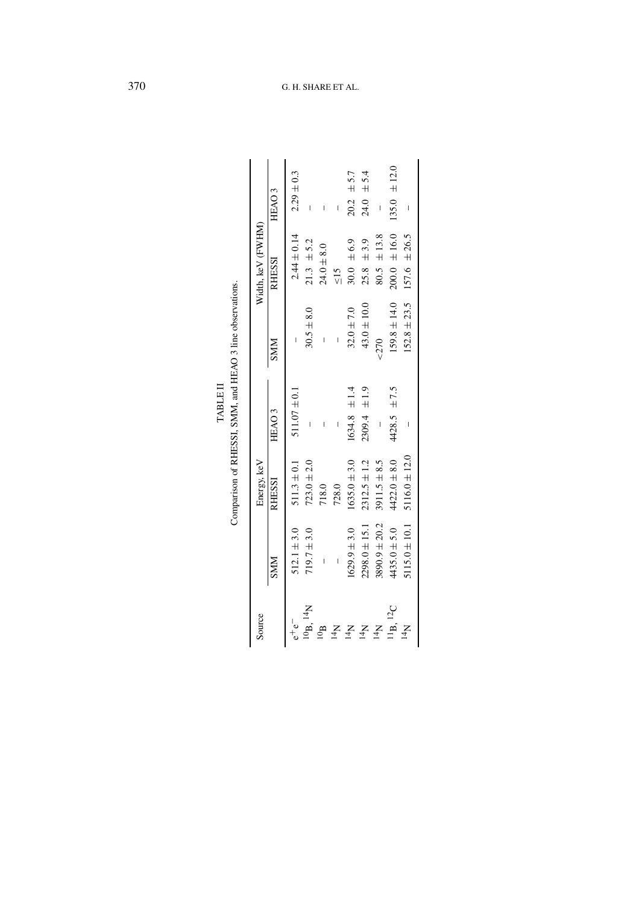TABLE II

Comparison of RHESSI, SMM, and HEAO 3 line observations.

| Source | Energy, keV | | | Width, keV (FWHM) | | |
|---|---|---|---|---|---|---|
| | SMM | RHESSI | HEAO 3 | SMM | RHESSI | HEAO 3 |
| $e^+e^-$ | $512.1 \pm 3.0$ | $511.3 \pm 0.1$ | $511.07 \pm 0.1$ | – | $2.44 \pm 0.14$ | $2.29 \pm 0.3$ |
| $^{10}$B, $^{14}$N | $719.7 \pm 3.0$ | $723.0 \pm 2.0$ | – | $30.5 \pm 8.0$ | $21.3 \pm 5.2$ | – |
| $^{10}$B | – | 718.0 | – | – | $24.0 \pm 8.0$ | – |
| $^{14}$N | – | 728.0 | – | – | $\leq 15$ | – |
| $^{14}$N | $1629.9 \pm 3.0$ | $1635.0 \pm 3.0$ | $1634.8 \pm 1.4$ | $32.0 \pm 7.0$ | $30.0 \pm 6.9$ | $20.2 \pm 5.7$ |
| $^{14}$N | $2298.0 \pm 15.1$ | $2312.5 \pm 1.2$ | $2309.4 \pm 1.9$ | $43.0 \pm 10.0$ | $25.8 \pm 3.9$ | $24.0 \pm 5.4$ |
| $^{14}$N | $3890.9 \pm 20.2$ | $3911.5 \pm 8.5$ | – | $<270$ | $80.5 \pm 13.8$ | – |
| $^{11}$B, $^{12}$C | $4435.0 \pm 5.0$ | $4422.0 \pm 8.0$ | $4428.5 \pm 7.5$ | $159.8 \pm 14.0$ | $200.0 \pm 16.0$ | $135.0 \pm 12.0$ |
| $^{14}$N | $5115.0 \pm 10.1$ | $5116.0 \pm 12.0$ | – | $152.8 \pm 23.5$ | $157.6 \pm 26.5$ | – |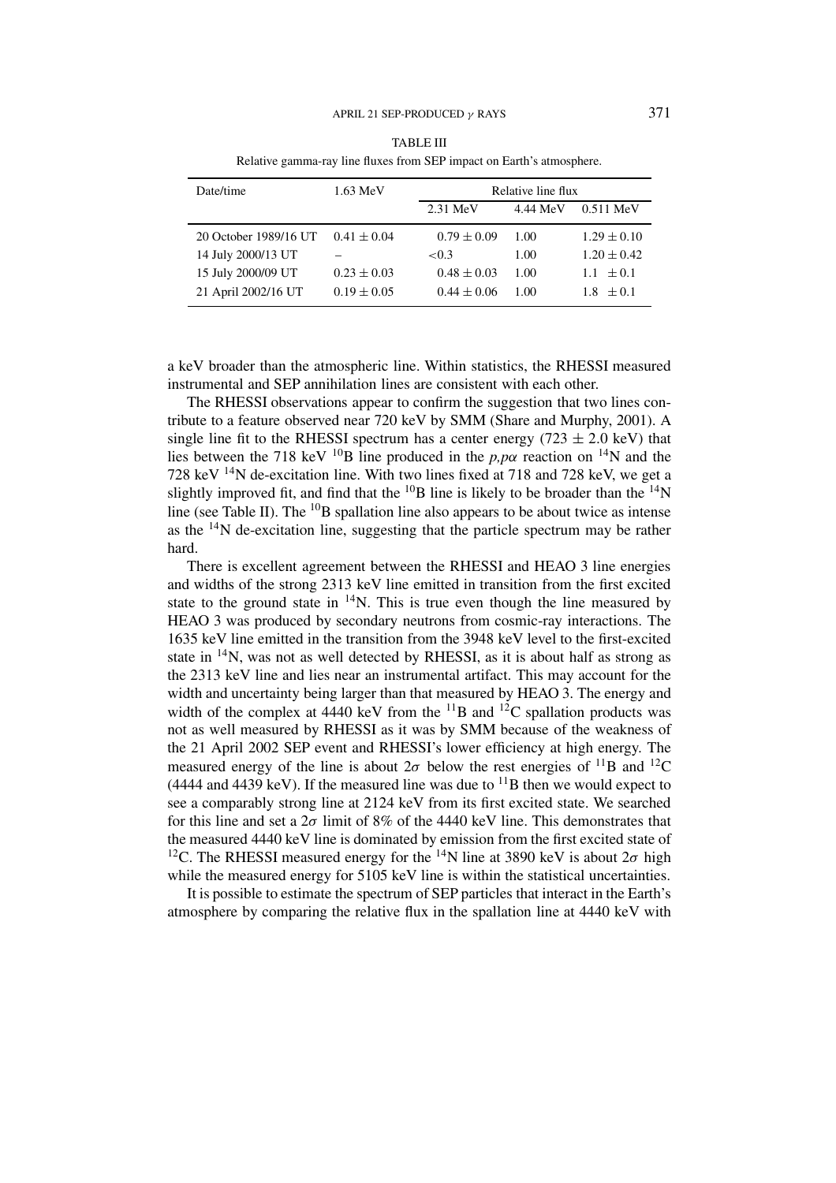TABLE III

Relative gamma-ray line fluxes from SEP impact on Earth's atmosphere.

| Date/time | 1.63 MeV | Relative line flux | | |
|---|---|---|---|---|
| | | 2.31 MeV | 4.44 MeV | 0.511 MeV |
| 20 October 1989/16 UT | $0.41 \pm 0.04$ | $0.79 \pm 0.09$ | 1.00 | $1.29 \pm 0.10$ |
| 14 July 2000/13 UT | – | $<0.3$ | 1.00 | $1.20 \pm 0.42$ |
| 15 July 2000/09 UT | $0.23 \pm 0.03$ | $0.48 \pm 0.03$ | 1.00 | $1.1 \pm 0.1$ |
| 21 April 2002/16 UT | $0.19 \pm 0.05$ | $0.44 \pm 0.06$ | 1.00 | $1.8 \pm 0.1$ |

a keV broader than the atmospheric line. Within statistics, the RHESSI measured instrumental and SEP annihilation lines are consistent with each other.

The RHESSI observations appear to confirm the suggestion that two lines contribute to a feature observed near 720 keV by SMM (Share and Murphy, 2001). A single line fit to the RHESSI spectrum has a center energy ($723 \pm 2.0$ keV) that lies between the 718 keV $^{10}B$ line produced in the *p,pα* reaction on $^{14}N$ and the 728 keV $^{14}N$ de-excitation line. With two lines fixed at 718 and 728 keV, we get a slightly improved fit, and find that the $^{10}B$ line is likely to be broader than the $^{14}N$ line (see Table II). The $^{10}B$ spallation line also appears to be about twice as intense as the $^{14}N$ de-excitation line, suggesting that the particle spectrum may be rather hard.

There is excellent agreement between the RHESSI and HEAO 3 line energies and widths of the strong 2313 keV line emitted in transition from the first excited state to the ground state in $^{14}N$. This is true even though the line measured by HEAO 3 was produced by secondary neutrons from cosmic-ray interactions. The 1635 keV line emitted in the transition from the 3948 keV level to the first-excited state in $^{14}N$, was not as well detected by RHESSI, as it is about half as strong as the 2313 keV line and lies near an instrumental artifact. This may account for the width and uncertainty being larger than that measured by HEAO 3. The energy and width of the complex at 4440 keV from the $^{11}B$ and $^{12}C$ spallation products was not as well measured by RHESSI as it was by SMM because of the weakness of the 21 April 2002 SEP event and RHESSI's lower efficiency at high energy. The measured energy of the line is about $2\sigma$ below the rest energies of $^{11}B$ and $^{12}C$ (4444 and 4439 keV). If the measured line was due to $^{11}B$ then we would expect to see a comparably strong line at 2124 keV from its first excited state. We searched for this line and set a $2\sigma$ limit of 8% of the 4440 keV line. This demonstrates that the measured 4440 keV line is dominated by emission from the first excited state of $^{12}C$. The RHESSI measured energy for the $^{14}N$ line at 3890 keV is about $2\sigma$ high while the measured energy for 5105 keV line is within the statistical uncertainties.

It is possible to estimate the spectrum of SEP particles that interact in the Earth's atmosphere by comparing the relative flux in the spallation line at 4440 keV with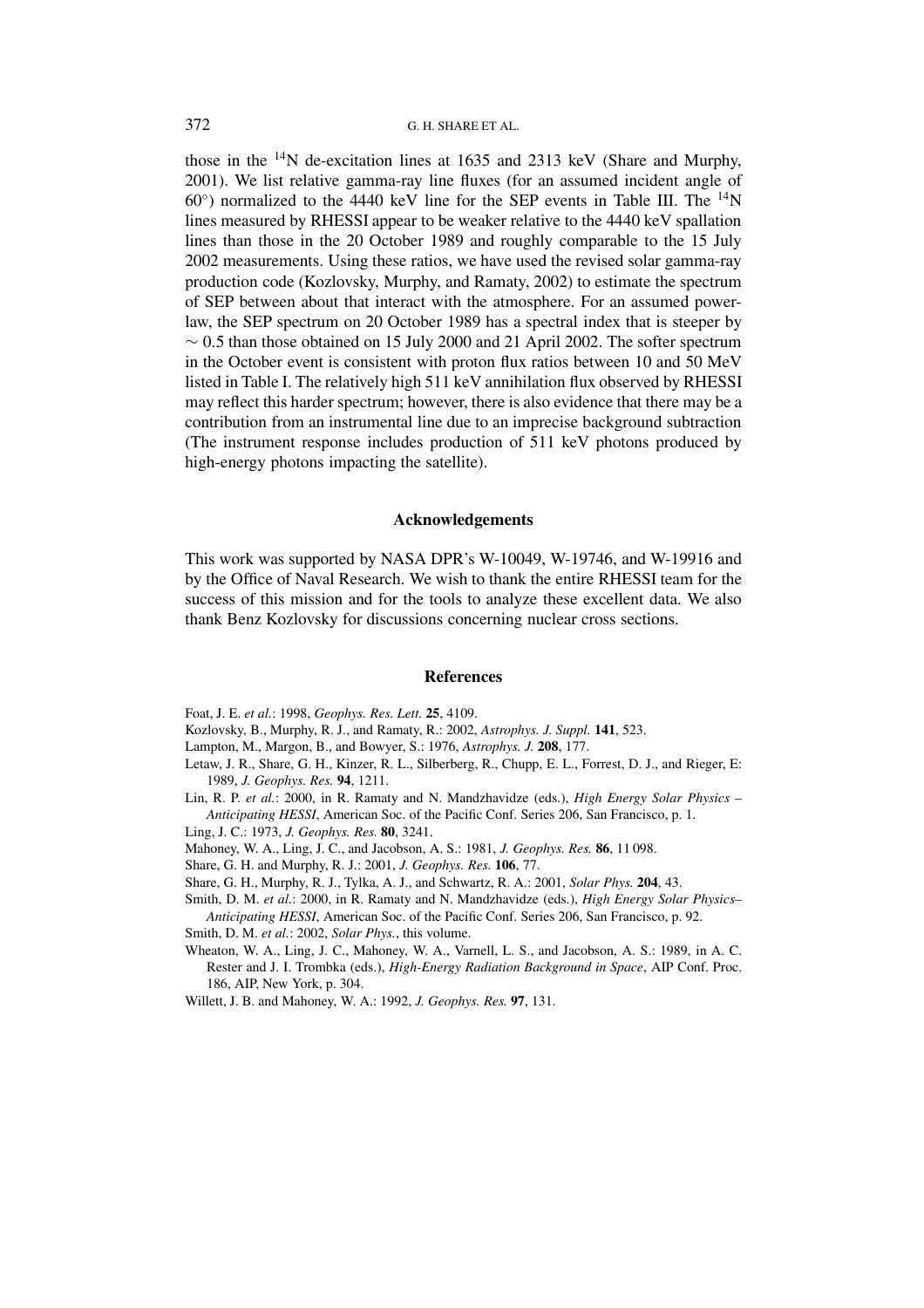those in the $^{14}$N de-excitation lines at 1635 and 2313 keV (Share and Murphy, 2001). We list relative gamma-ray line fluxes (for an assumed incident angle of $60^{\circ}$) normalized to the 4440 keV line for the SEP events in Table III. The $^{14}$N lines measured by RHESSI appear to be weaker relative to the 4440 keV spallation lines than those in the 20 October 1989 and roughly comparable to the 15 July 2002 measurements. Using these ratios, we have used the revised solar gamma-ray production code (Kozlovsky, Murphy, and Ramaty, 2002) to estimate the spectrum of SEP between about that interact with the atmosphere. For an assumed power-law, the SEP spectrum on 20 October 1989 has a spectral index that is steeper by $\sim 0.5$ than those obtained on 15 July 2000 and 21 April 2002. The softer spectrum in the October event is consistent with proton flux ratios between 10 and 50 MeV listed in Table I. The relatively high 511 keV annihilation flux observed by RHESSI may reflect this harder spectrum; however, there is also evidence that there may be a contribution from an instrumental line due to an imprecise background subtraction (The instrument response includes production of 511 keV photons produced by high-energy photons impacting the satellite).

## Acknowledgements

This work was supported by NASA DPR's W-10049, W-19746, and W-19916 and by the Office of Naval Research. We wish to thank the entire RHESSI team for the success of this mission and for the tools to analyze these excellent data. We also thank Benz Kozlovsky for discussions concerning nuclear cross sections.

## References

Foat, J. E. *et al.*: 1998, *Geophys. Res. Lett.* **25**, 4109.

Kozlovsky, B., Murphy, R. J., and Ramaty, R.: 2002, *Astrophys. J. Suppl.* **141**, 523.

Lampton, M., Margon, B., and Bowyer, S.: 1976, *Astrophys. J.* **208**, 177.

Letaw, J. R., Share, G. H., Kinzer, R. L., Silberberg, R., Chupp, E. L., Forrest, D. J., and Rieger, E: 1989, *J. Geophys. Res.* **94**, 1211.

Lin, R. P. *et al.*: 2000, in R. Ramaty and N. Mandzhavidze (eds.), *High Energy Solar Physics – Anticipating HESSI*, American Soc. of the Pacific Conf. Series 206, San Francisco, p. 1.

Ling, J. C.: 1973, *J. Geophys. Res.* **80**, 3241.

Mahoney, W. A., Ling, J. C., and Jacobson, A. S.: 1981, *J. Geophys. Res.* **86**, 11 098.

Share, G. H. and Murphy, R. J.: 2001, *J. Geophys. Res.* **106**, 77.

Share, G. H., Murphy, R. J., Tylka, A. J., and Schwartz, R. A.: 2001, *Solar Phys.* **204**, 43.

Smith, D. M. *et al.*: 2000, in R. Ramaty and N. Mandzhavidze (eds.), *High Energy Solar Physics– Anticipating HESSI*, American Soc. of the Pacific Conf. Series 206, San Francisco, p. 92.

Smith, D. M. *et al.*: 2002, *Solar Phys.*, this volume.

Wheaton, W. A., Ling, J. C., Mahoney, W. A., Varnell, L. S., and Jacobson, A. S.: 1989, in A. C. Rester and J. I. Trombka (eds.), *High-Energy Radiation Background in Space*, AIP Conf. Proc. 186, AIP, New York, p. 304.

Willett, J. B. and Mahoney, W. A.: 1992, *J. Geophys. Res.* **97**, 131.